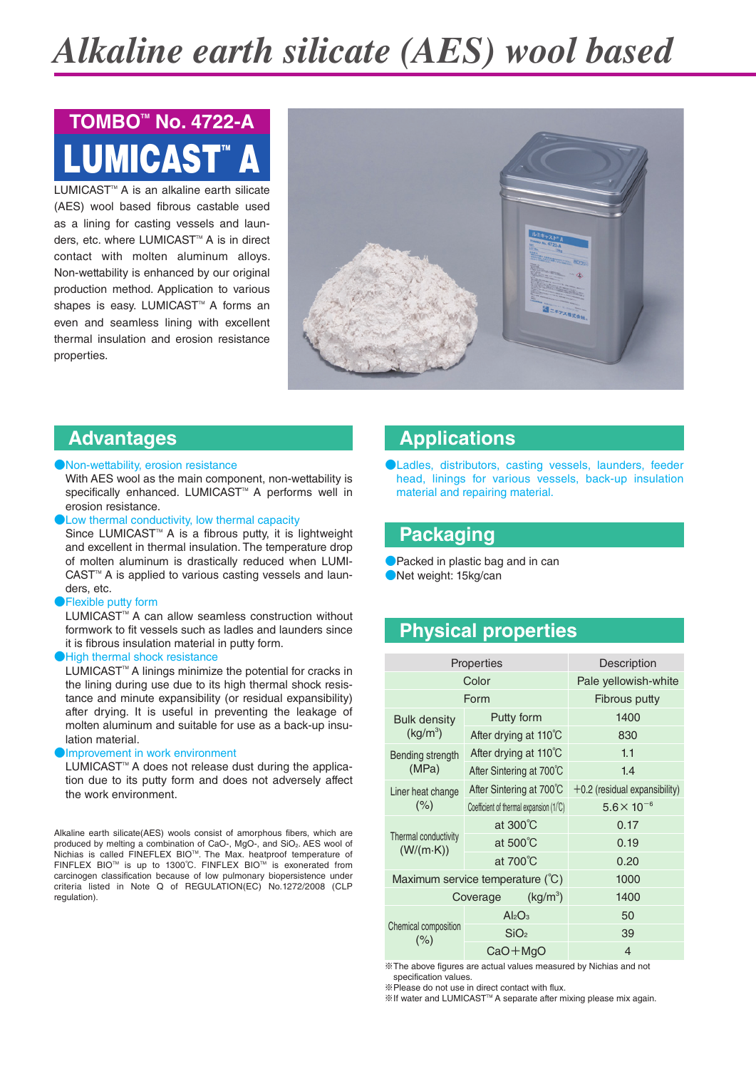# Alkaline earth silicate (AES) wool based

## TOMBO™ No. 4722-A

# LUMICAST™ A

LUMICAST™ A is an alkaline earth silicate (AES) wool based fibrous castable used as a lining for casting vessels and launders, etc. where LUMICAST™ A is in direct contact with molten aluminum alloys. Non-wettability is enhanced by our original production method. Application to various shapes is easy. LUMICAST™ A forms an even and seamless lining with excellent thermal insulation and erosion resistance properties.

## Advantages

- **Non-wettability, erosion resistance**
  With AES wool as the main component, non-wettability is specifically enhanced. LUMICAST™ A performs well in erosion resistance.
- **Low thermal conductivity, low thermal capacity**
  Since LUMICAST™ A is a fibrous putty, it is lightweight and excellent in thermal insulation. The temperature drop of molten aluminum is drastically reduced when LUMICAST™ A is applied to various casting vessels and launders, etc.
- **Flexible putty form**
  LUMICAST™ A can allow seamless construction without formwork to fit vessels such as ladles and launders since it is fibrous insulation material in putty form.
- **High thermal shock resistance**
  LUMICAST™ A linings minimize the potential for cracks in the lining during use due to its high thermal shock resistance and minute expansibility (or residual expansibility) after drying. It is useful in preventing the leakage of molten aluminum and suitable for use as a back-up insulation material.
- **Improvement in work environment**
  LUMICAST™ A does not release dust during the application due to its putty form and does not adversely affect the work environment.

Alkaline earth silicate(AES) wools consist of amorphous fibers, which are produced by melting a combination of CaO-, MgO-, and $SiO_2$. AES wool of Nichias is called FINEFLEX BIO™. The Max. heatproof temperature of FINFLEX BIO™ is up to 1300℃. FINFLEX BIO™ is exonerated from carcinogen classification because of low pulmonary biopersistence under criteria listed in Note Q of REGULATION(EC) No.1272/2008 (CLP regulation).

## Applications

- Ladles, distributors, casting vessels, launders, feeder head, linings for various vessels, back-up insulation material and repairing material.

## Packaging

- Packed in plastic bag and in can
- Net weight: 15kg/can

## Physical properties

| Properties | | Description |
|---|---|---|
| Color | | Pale yellowish-white |
| Form | | Fibrous putty |
| Bulk density ($kg/m^3$) | Putty form | 1400 |
| | After drying at 110℃ | 830 |
| Bending strength (MPa) | After drying at 110℃ | 1.1 |
| | After Sintering at 700℃ | 1.4 |
| Liner heat change (%) | After Sintering at 700℃ | +0.2 (residual expansibility) |
| | Coefficient of thermal expansion (1/℃) | $5.6\times 10^{-6}$ |
| Thermal conductivity (W/(m·K)) | at 300℃ | 0.17 |
| | at 500℃ | 0.19 |
| | at 700℃ | 0.20 |
| Maximum service temperature (℃) | | 1000 |
| Coverage ($kg/m^3$) | | 1400 |
| Chemical composition (%) | $Al_2O_3$ | 50 |
| | $SiO_2$ | 39 |
| | CaO+MgO | 4 |

※The above figures are actual values measured by Nichias and not specification values.
※Please do not use in direct contact with flux.
※If water and LUMICAST™ A separate after mixing please mix again.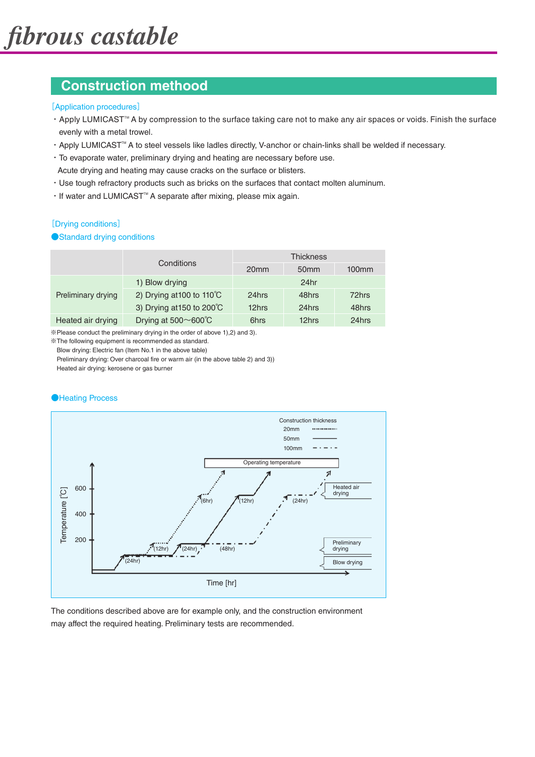# fibrous castable

## Construction methood

[Application procedures]

- Apply LUMICAST™ A by compression to the surface taking care not to make any air spaces or voids. Finish the surface evenly with a metal trowel.
- Apply LUMICAST™ A to steel vessels like ladles directly, V-anchor or chain-links shall be welded if necessary.
- To evaporate water, preliminary drying and heating are necessary before use.
  Acute drying and heating may cause cracks on the surface or blisters.
- Use tough refractory products such as bricks on the surfaces that contact molten aluminum.
- If water and LUMICAST™ A separate after mixing, please mix again.

[Drying conditions]

### ●Standard drying conditions

| | Conditions | Thickness | | |
|---|---|---|---|---|
| | | 20mm | 50mm | 100mm |
| Preliminary drying | 1) Blow drying | 24hr | | |
| | 2) Drying at100 to 110℃ | 24hrs | 48hrs | 72hrs |
| | 3) Drying at150 to 200℃ | 12hrs | 24hrs | 48hrs |
| Heated air drying | Drying at 500～600℃ | 6hrs | 12hrs | 24hrs |

※Please conduct the preliminary drying in the order of above 1),2) and 3).
※The following equipment is recommended as standard.
Blow drying: Electric fan (Item No.1 in the above table)
Preliminary drying: Over charcoal fire or warm air (in the above table 2) and 3))
Heated air drying: kerosene or gas burner

### ●Heating Process

Construction thickness
20mm
50mm
100mm
Operating temperature
Temperature [℃]
600
400
200
Time [hr]
(24hr)
(12hr)
(24hr)
(48hr)
(6hr)
(12hr)
(24hr)
Heated air drying
Preliminary drying
Blow drying

The conditions described above are for example only, and the construction environment may affect the required heating. Preliminary tests are recommended.